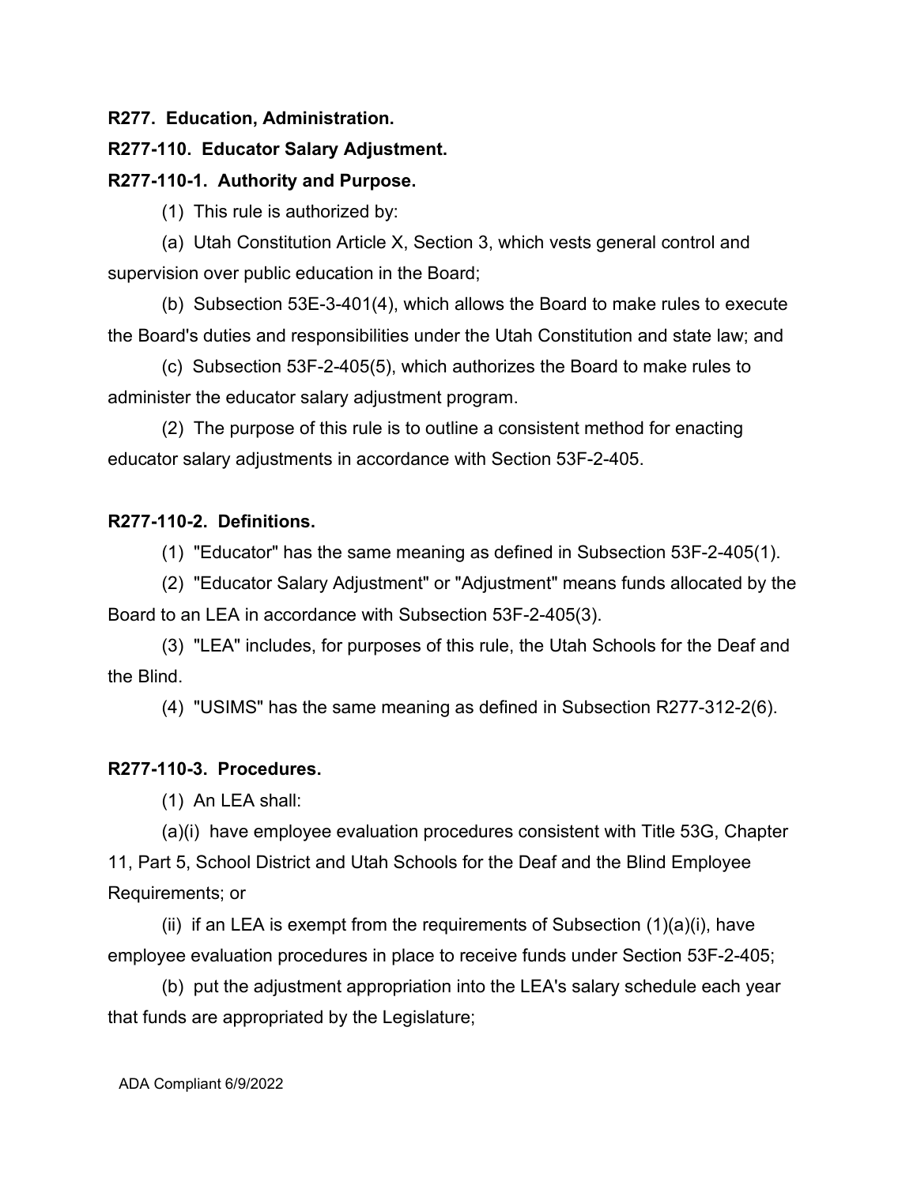**R277. Education, Administration.**

**R277-110. Educator Salary Adjustment.**

**R277-110-1. Authority and Purpose.**

(1) This rule is authorized by:

(a) Utah Constitution Article X, Section 3, which vests general control and supervision over public education in the Board;

(b) Subsection 53E-3-401(4), which allows the Board to make rules to execute the Board's duties and responsibilities under the Utah Constitution and state law; and

(c) Subsection 53F-2-405(5), which authorizes the Board to make rules to administer the educator salary adjustment program.

(2) The purpose of this rule is to outline a consistent method for enacting educator salary adjustments in accordance with Section 53F-2-405.

**R277-110-2. Definitions.**

(1) "Educator" has the same meaning as defined in Subsection 53F-2-405(1).

(2) "Educator Salary Adjustment" or "Adjustment" means funds allocated by the Board to an LEA in accordance with Subsection 53F-2-405(3).

(3) "LEA" includes, for purposes of this rule, the Utah Schools for the Deaf and the Blind.

(4) "USIMS" has the same meaning as defined in Subsection R277-312-2(6).

**R277-110-3. Procedures.**

(1) An LEA shall:

(a)(i) have employee evaluation procedures consistent with Title 53G, Chapter 11, Part 5, School District and Utah Schools for the Deaf and the Blind Employee Requirements; or

(ii) if an LEA is exempt from the requirements of Subsection (1)(a)(i), have employee evaluation procedures in place to receive funds under Section 53F-2-405;

(b) put the adjustment appropriation into the LEA's salary schedule each year that funds are appropriated by the Legislature;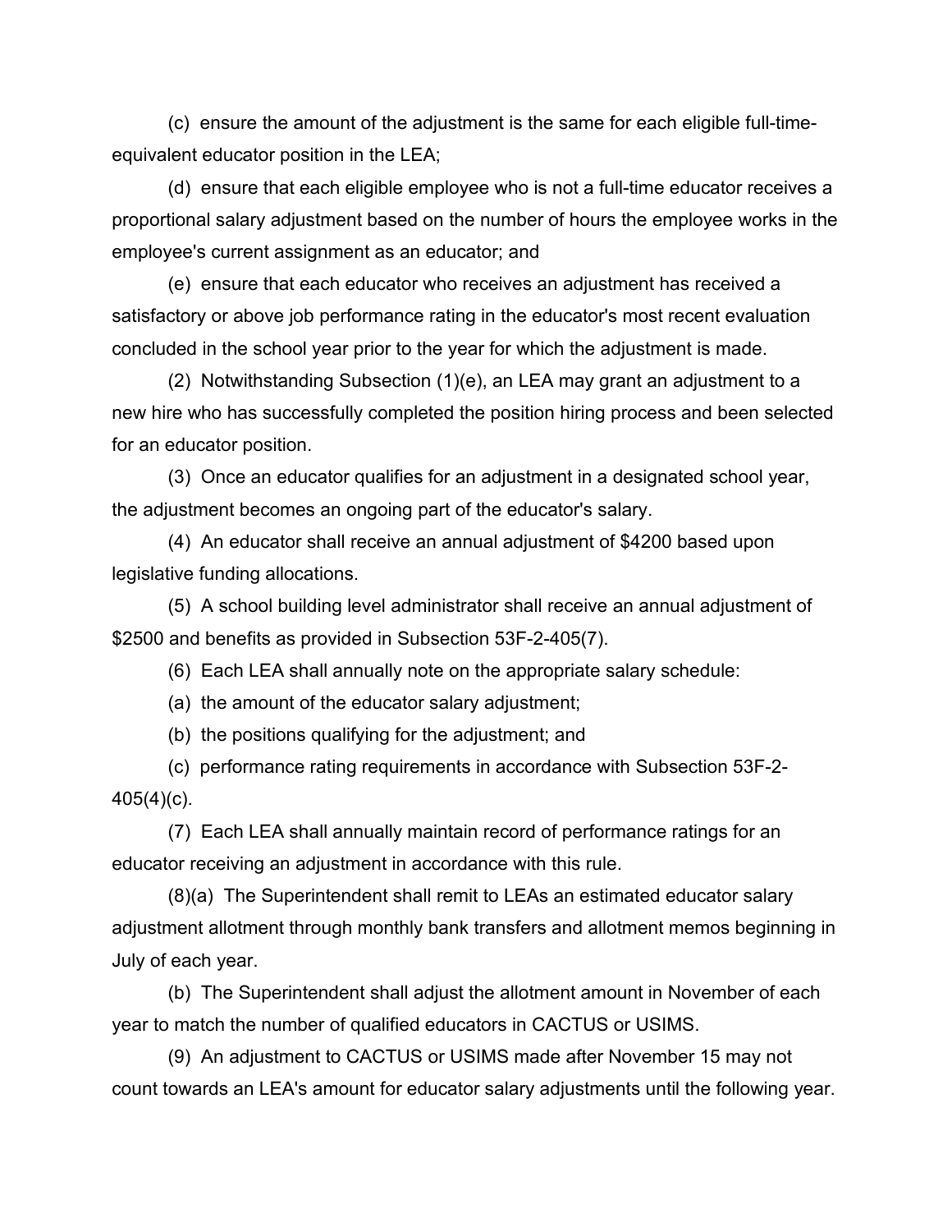(c) ensure the amount of the adjustment is the same for each eligible full-time-equivalent educator position in the LEA;

(d) ensure that each eligible employee who is not a full-time educator receives a proportional salary adjustment based on the number of hours the employee works in the employee's current assignment as an educator; and

(e) ensure that each educator who receives an adjustment has received a satisfactory or above job performance rating in the educator's most recent evaluation concluded in the school year prior to the year for which the adjustment is made.

(2) Notwithstanding Subsection (1)(e), an LEA may grant an adjustment to a new hire who has successfully completed the position hiring process and been selected for an educator position.

(3) Once an educator qualifies for an adjustment in a designated school year, the adjustment becomes an ongoing part of the educator's salary.

(4) An educator shall receive an annual adjustment of $4200 based upon legislative funding allocations.

(5) A school building level administrator shall receive an annual adjustment of $2500 and benefits as provided in Subsection 53F-2-405(7).

(6) Each LEA shall annually note on the appropriate salary schedule:

(a) the amount of the educator salary adjustment;

(b) the positions qualifying for the adjustment; and

(c) performance rating requirements in accordance with Subsection 53F-2-405(4)(c).

(7) Each LEA shall annually maintain record of performance ratings for an educator receiving an adjustment in accordance with this rule.

(8)(a) The Superintendent shall remit to LEAs an estimated educator salary adjustment allotment through monthly bank transfers and allotment memos beginning in July of each year.

(b) The Superintendent shall adjust the allotment amount in November of each year to match the number of qualified educators in CACTUS or USIMS.

(9) An adjustment to CACTUS or USIMS made after November 15 may not count towards an LEA's amount for educator salary adjustments until the following year.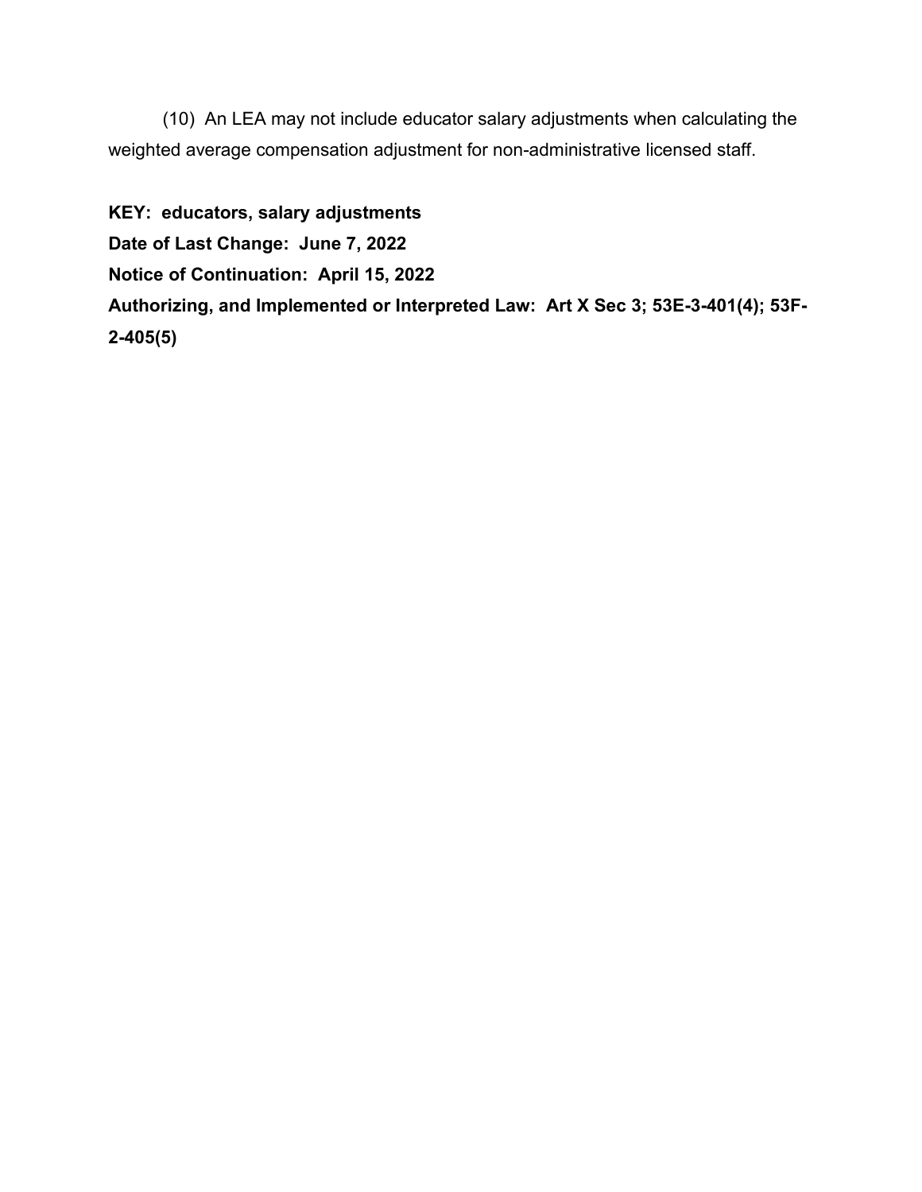(10) An LEA may not include educator salary adjustments when calculating the weighted average compensation adjustment for non-administrative licensed staff.

**KEY: educators, salary adjustments**

**Date of Last Change: June 7, 2022**

**Notice of Continuation: April 15, 2022**

**Authorizing, and Implemented or Interpreted Law: Art X Sec 3; 53E-3-401(4); 53F-2-405(5)**